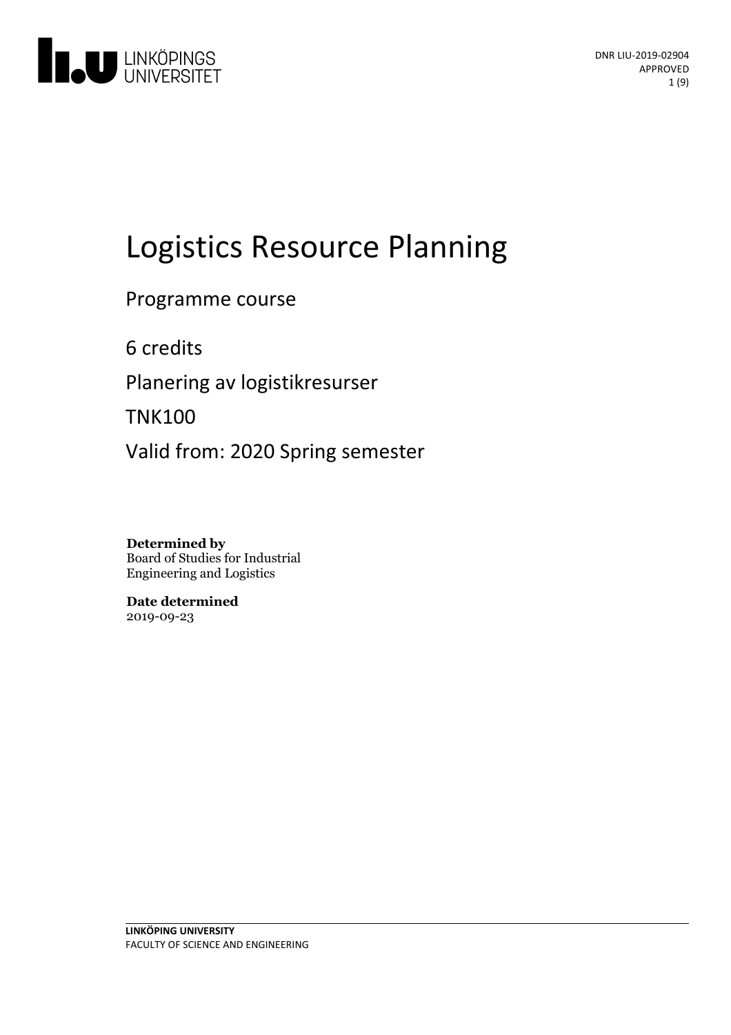DNR LIU-2019-02904
APPROVED

# Logistics Resource Planning

Programme course

6 credits

Planering av logistikresurser

TNK100

Valid from: 2020 Spring semester

**Determined by**
Board of Studies for Industrial Engineering and Logistics

**Date determined**
2019-09-23

**LINKÖPING UNIVERSITY**
FACULTY OF SCIENCE AND ENGINEERING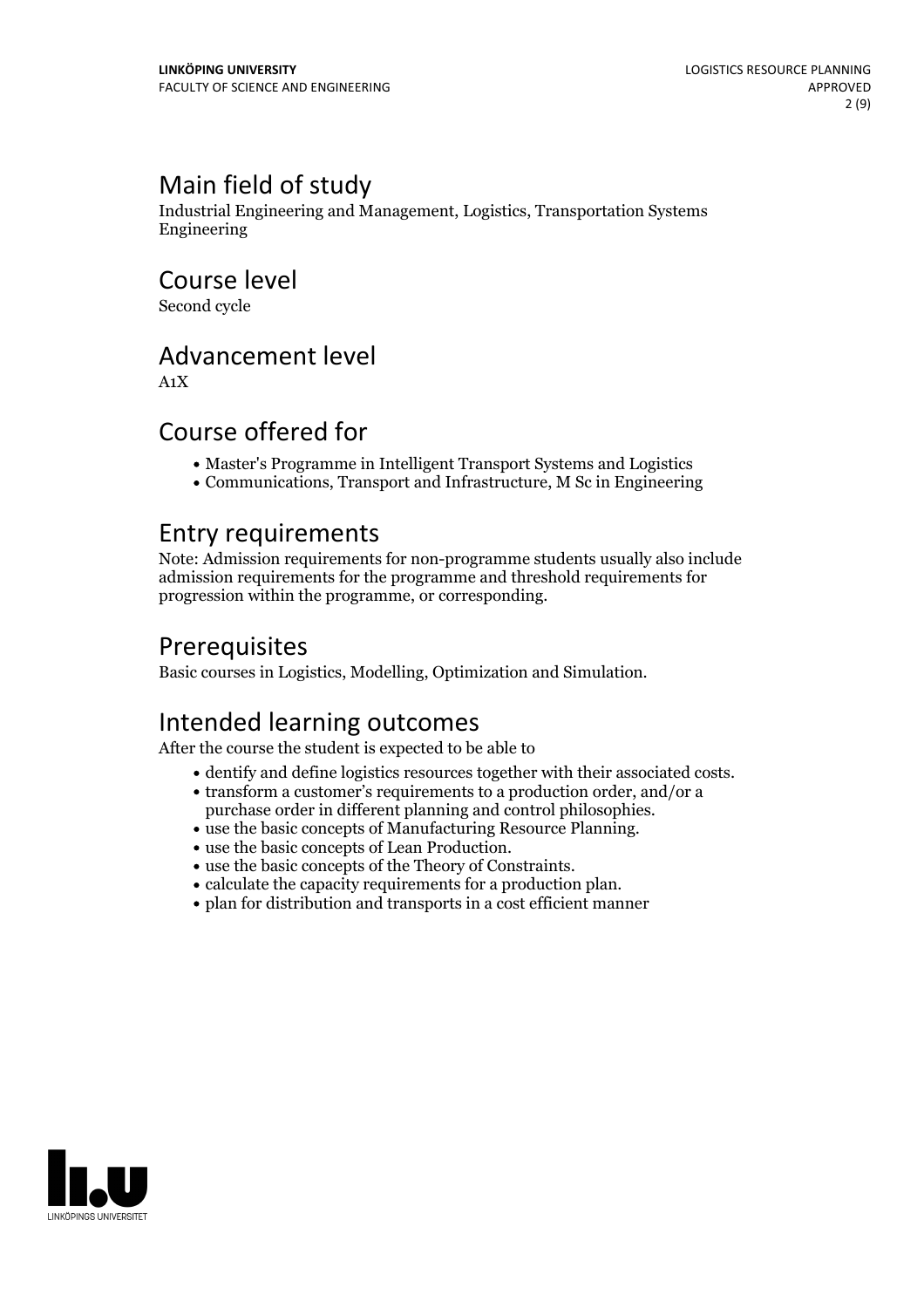## Main field of study

Industrial Engineering and Management, Logistics, Transportation Systems Engineering

## Course level

Second cycle

## Advancement level

A1X

## Course offered for

- Master's Programme in Intelligent Transport Systems and Logistics
- Communications, Transport and Infrastructure, M Sc in Engineering

## Entry requirements

Note: Admission requirements for non-programme students usually also include admission requirements for the programme and threshold requirements for progression within the programme, or corresponding.

## Prerequisites

Basic courses in Logistics, Modelling, Optimization and Simulation.

## Intended learning outcomes

After the course the student is expected to be able to

- dentify and define logistics resources together with their associated costs.
- transform a customer's requirements to a production order, and/or a purchase order in different planning and control philosophies.
- use the basic concepts of Manufacturing Resource Planning.
- use the basic concepts of Lean Production.
- use the basic concepts of the Theory of Constraints.
- calculate the capacity requirements for a production plan.
- plan for distribution and transports in a cost efficient manner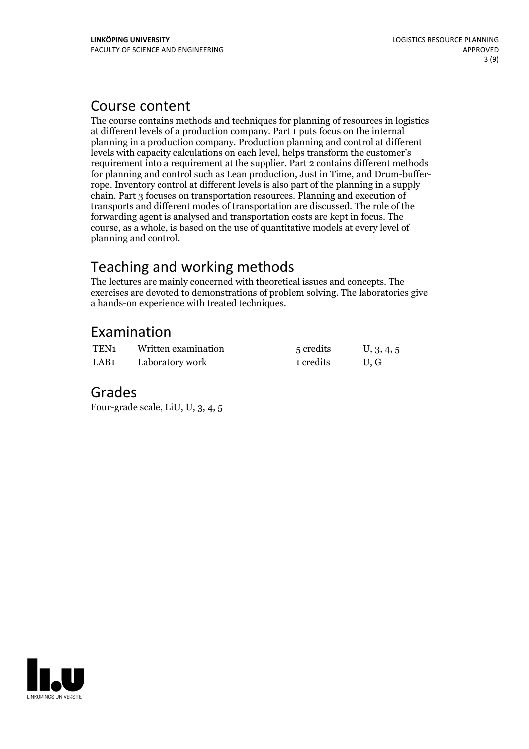## Course content

The course contains methods and techniques for planning of resources in logistics at different levels of a production company. Part 1 puts focus on the internal planning in a production company. Production planning and control at different levels with capacity calculations on each level, helps transform the customer's requirement into a requirement at the supplier. Part 2 contains different methods for planning and control such as Lean production, Just in Time, and Drum-buffer-rope. Inventory control at different levels is also part of the planning in a supply chain. Part 3 focuses on transportation resources. Planning and execution of transports and different modes of transportation are discussed. The role of the forwarding agent is analysed and transportation costs are kept in focus. The course, as a whole, is based on the use of quantitative models at every level of planning and control.

## Teaching and working methods

The lectures are mainly concerned with theoretical issues and concepts. The exercises are devoted to demonstrations of problem solving. The laboratories give a hands-on experience with treated techniques.

## Examination

| | | | |
|---|---|---|---|
| TEN1 | Written examination | 5 credits | U, 3, 4, 5 |
| LAB1 | Laboratory work | 1 credits | U, G |

## Grades

Four-grade scale, LiU, U, 3, 4, 5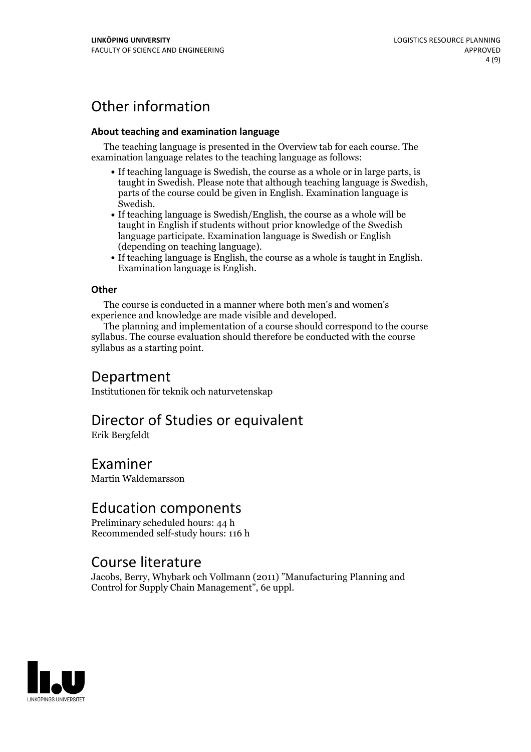# Other information

### About teaching and examination language

The teaching language is presented in the Overview tab for each course. The examination language relates to the teaching language as follows:

- If teaching language is Swedish, the course as a whole or in large parts, is taught in Swedish. Please note that although teaching language is Swedish, parts of the course could be given in English. Examination language is Swedish.
- If teaching language is Swedish/English, the course as a whole will be taught in English if students without prior knowledge of the Swedish language participate. Examination language is Swedish or English (depending on teaching language).
- If teaching language is English, the course as a whole is taught in English. Examination language is English.

### Other

The course is conducted in a manner where both men's and women's experience and knowledge are made visible and developed.

The planning and implementation of a course should correspond to the course syllabus. The course evaluation should therefore be conducted with the course syllabus as a starting point.

# Department

Institutionen för teknik och naturvetenskap

# Director of Studies or equivalent

Erik Bergfeldt

# Examiner

Martin Waldemarsson

# Education components

Preliminary scheduled hours: 44 h
Recommended self-study hours: 116 h

# Course literature

Jacobs, Berry, Whybark och Vollmann (2011) "Manufacturing Planning and Control for Supply Chain Management", 6e uppl.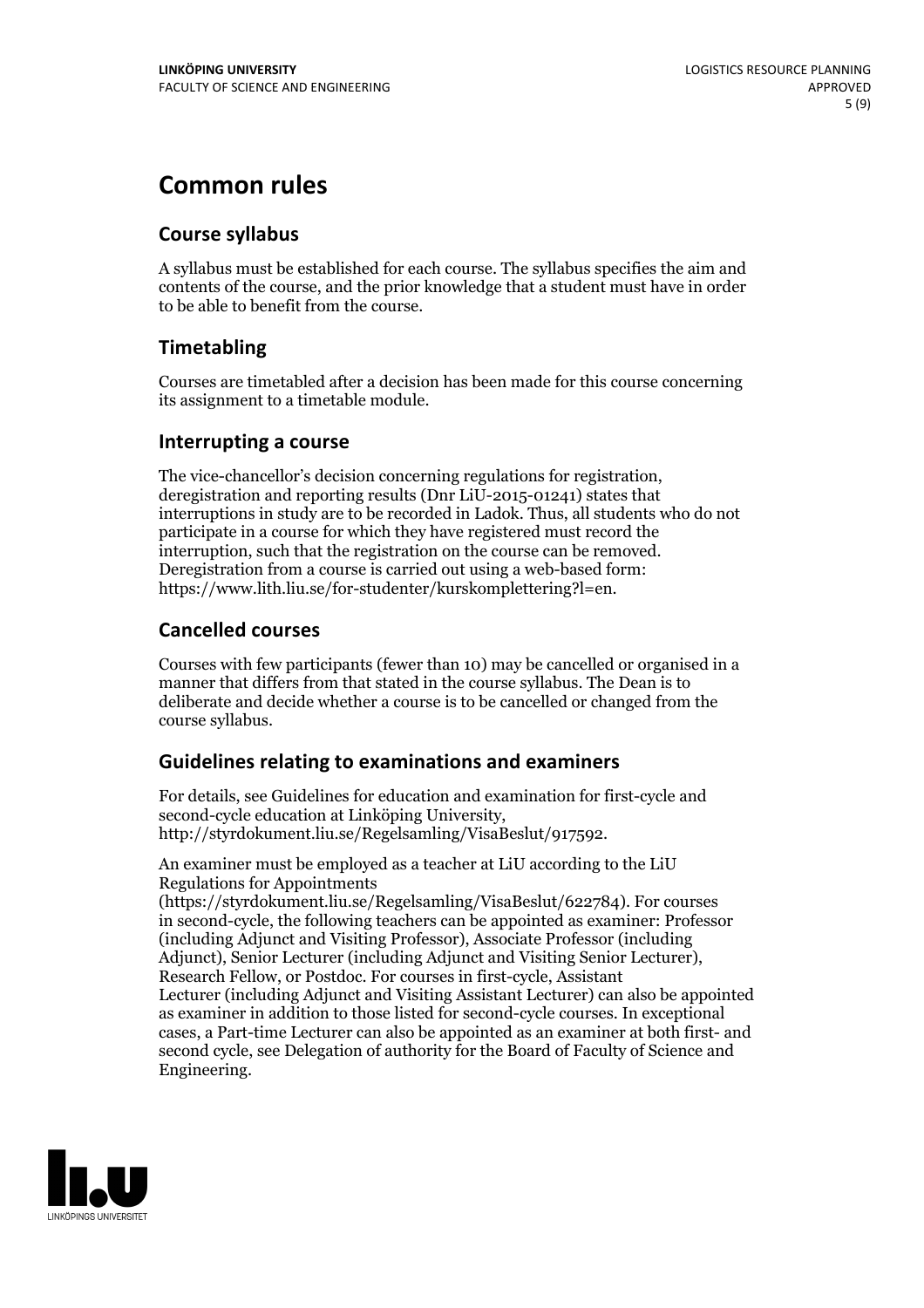# Common rules

## Course syllabus

A syllabus must be established for each course. The syllabus specifies the aim and contents of the course, and the prior knowledge that a student must have in order to be able to benefit from the course.

## Timetabling

Courses are timetabled after a decision has been made for this course concerning its assignment to a timetable module.

## Interrupting a course

The vice-chancellor's decision concerning regulations for registration, deregistration and reporting results (Dnr LiU-2015-01241) states that interruptions in study are to be recorded in Ladok. Thus, all students who do not participate in a course for which they have registered must record the interruption, such that the registration on the course can be removed. Deregistration from a course is carried out using a web-based form: https://www.lith.liu.se/for-studenter/kurskomplettering?l=en.

## Cancelled courses

Courses with few participants (fewer than 10) may be cancelled or organised in a manner that differs from that stated in the course syllabus. The Dean is to deliberate and decide whether a course is to be cancelled or changed from the course syllabus.

## Guidelines relating to examinations and examiners

For details, see Guidelines for education and examination for first-cycle and second-cycle education at Linköping University, http://styrdokument.liu.se/Regelsamling/VisaBeslut/917592.

An examiner must be employed as a teacher at LiU according to the LiU Regulations for Appointments (https://styrdokument.liu.se/Regelsamling/VisaBeslut/622784). For courses in second-cycle, the following teachers can be appointed as examiner: Professor (including Adjunct and Visiting Professor), Associate Professor (including Adjunct), Senior Lecturer (including Adjunct and Visiting Senior Lecturer), Research Fellow, or Postdoc. For courses in first-cycle, Assistant Lecturer (including Adjunct and Visiting Assistant Lecturer) can also be appointed as examiner in addition to those listed for second-cycle courses. In exceptional cases, a Part-time Lecturer can also be appointed as an examiner at both first- and second cycle, see Delegation of authority for the Board of Faculty of Science and Engineering.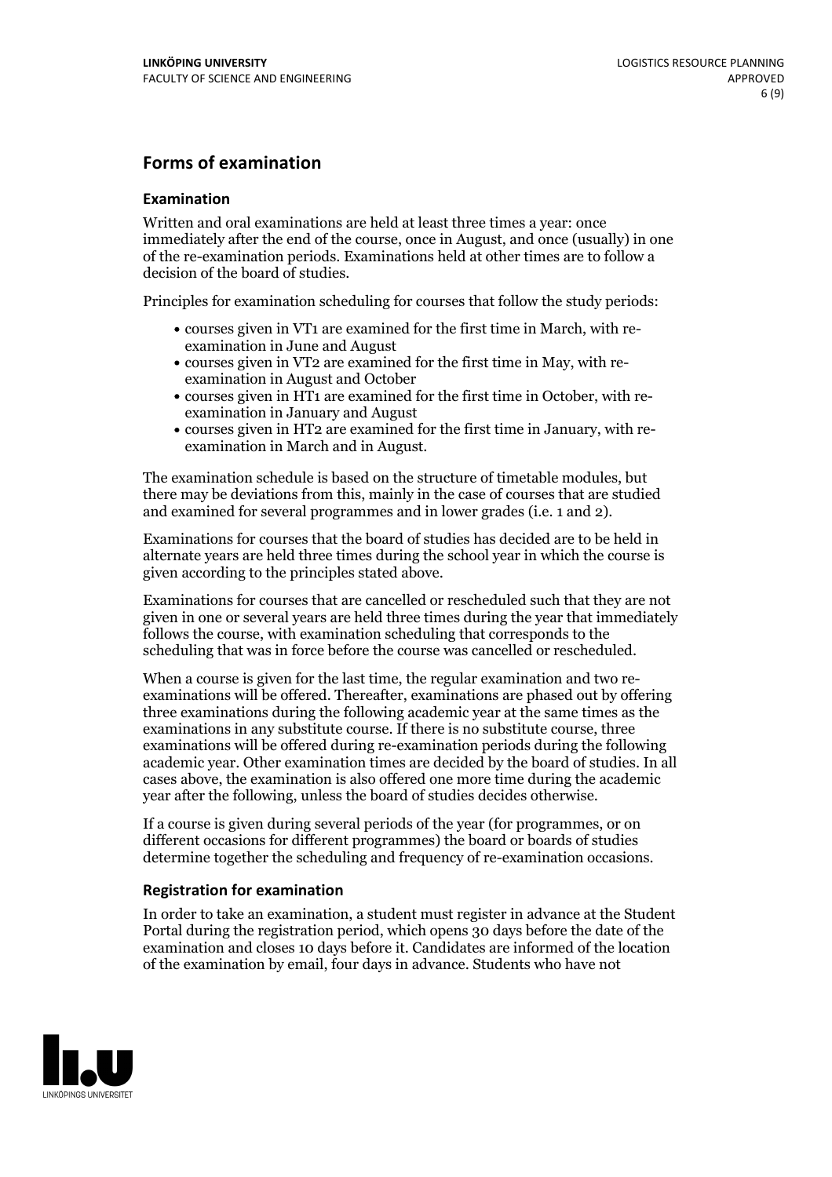## Forms of examination

### Examination

Written and oral examinations are held at least three times a year: once immediately after the end of the course, once in August, and once (usually) in one of the re-examination periods. Examinations held at other times are to follow a decision of the board of studies.

Principles for examination scheduling for courses that follow the study periods:

- courses given in VT1 are examined for the first time in March, with re-examination in June and August
- courses given in VT2 are examined for the first time in May, with re-examination in August and October
- courses given in HT1 are examined for the first time in October, with re-examination in January and August
- courses given in HT2 are examined for the first time in January, with re-examination in March and in August.

The examination schedule is based on the structure of timetable modules, but there may be deviations from this, mainly in the case of courses that are studied and examined for several programmes and in lower grades (i.e. 1 and 2).

Examinations for courses that the board of studies has decided are to be held in alternate years are held three times during the school year in which the course is given according to the principles stated above.

Examinations for courses that are cancelled or rescheduled such that they are not given in one or several years are held three times during the year that immediately follows the course, with examination scheduling that corresponds to the scheduling that was in force before the course was cancelled or rescheduled.

When a course is given for the last time, the regular examination and two re-examinations will be offered. Thereafter, examinations are phased out by offering three examinations during the following academic year at the same times as the examinations in any substitute course. If there is no substitute course, three examinations will be offered during re-examination periods during the following academic year. Other examination times are decided by the board of studies. In all cases above, the examination is also offered one more time during the academic year after the following, unless the board of studies decides otherwise.

If a course is given during several periods of the year (for programmes, or on different occasions for different programmes) the board or boards of studies determine together the scheduling and frequency of re-examination occasions.

### Registration for examination

In order to take an examination, a student must register in advance at the Student Portal during the registration period, which opens 30 days before the date of the examination and closes 10 days before it. Candidates are informed of the location of the examination by email, four days in advance. Students who have not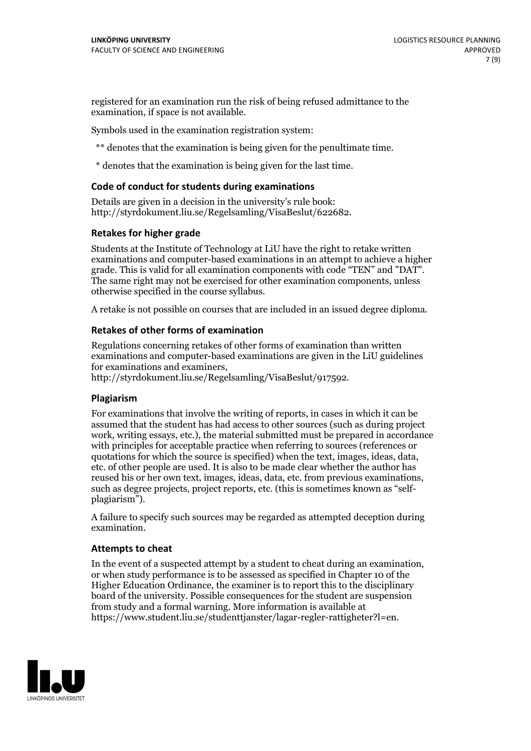registered for an examination run the risk of being refused admittance to the examination, if space is not available.

Symbols used in the examination registration system:

** denotes that the examination is being given for the penultimate time.

* denotes that the examination is being given for the last time.

### Code of conduct for students during examinations

Details are given in a decision in the university's rule book: http://styrdokument.liu.se/Regelsamling/VisaBeslut/622682.

### Retakes for higher grade

Students at the Institute of Technology at LiU have the right to retake written examinations and computer-based examinations in an attempt to achieve a higher grade. This is valid for all examination components with code "TEN" and "DAT". The same right may not be exercised for other examination components, unless otherwise specified in the course syllabus.

A retake is not possible on courses that are included in an issued degree diploma.

### Retakes of other forms of examination

Regulations concerning retakes of other forms of examination than written examinations and computer-based examinations are given in the LiU guidelines for examinations and examiners, http://styrdokument.liu.se/Regelsamling/VisaBeslut/917592.

### Plagiarism

For examinations that involve the writing of reports, in cases in which it can be assumed that the student has had access to other sources (such as during project work, writing essays, etc.), the material submitted must be prepared in accordance with principles for acceptable practice when referring to sources (references or quotations for which the source is specified) when the text, images, ideas, data, etc. of other people are used. It is also to be made clear whether the author has reused his or her own text, images, ideas, data, etc. from previous examinations, such as degree projects, project reports, etc. (this is sometimes known as "self-plagiarism").

A failure to specify such sources may be regarded as attempted deception during examination.

### Attempts to cheat

In the event of a suspected attempt by a student to cheat during an examination, or when study performance is to be assessed as specified in Chapter 10 of the Higher Education Ordinance, the examiner is to report this to the disciplinary board of the university. Possible consequences for the student are suspension from study and a formal warning. More information is available at https://www.student.liu.se/studenttjanster/lagar-regler-rattigheter?l=en.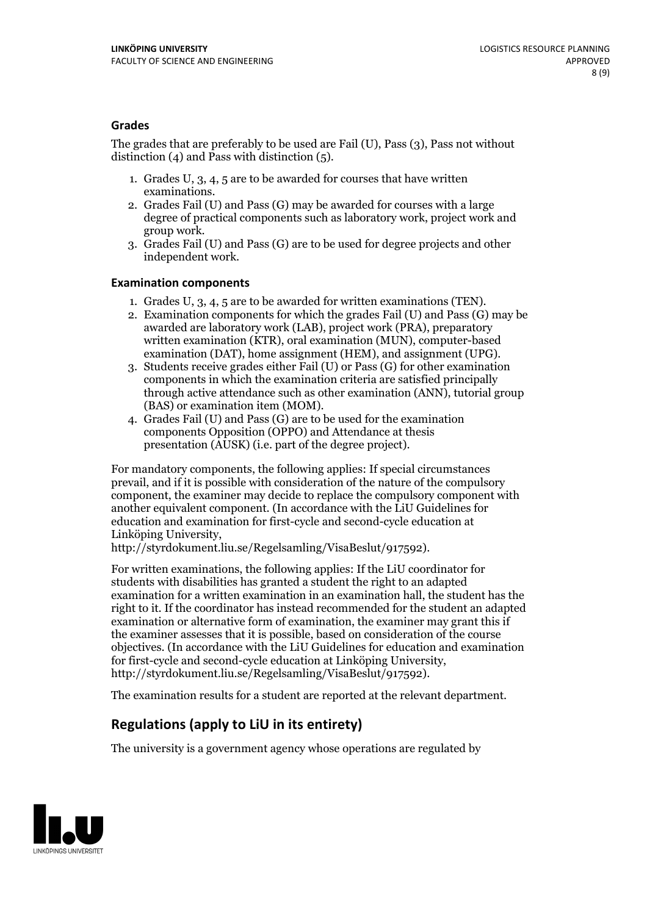### Grades

The grades that are preferably to be used are Fail (U), Pass (3), Pass not without distinction (4) and Pass with distinction (5).

1. Grades U, 3, 4, 5 are to be awarded for courses that have written examinations.
2. Grades Fail (U) and Pass (G) may be awarded for courses with a large degree of practical components such as laboratory work, project work and group work.
3. Grades Fail (U) and Pass (G) are to be used for degree projects and other independent work.

### Examination components

1. Grades U, 3, 4, 5 are to be awarded for written examinations (TEN).
2. Examination components for which the grades Fail (U) and Pass (G) may be awarded are laboratory work (LAB), project work (PRA), preparatory written examination (KTR), oral examination (MUN), computer-based examination (DAT), home assignment (HEM), and assignment (UPG).
3. Students receive grades either Fail (U) or Pass (G) for other examination components in which the examination criteria are satisfied principally through active attendance such as other examination (ANN), tutorial group (BAS) or examination item (MOM).
4. Grades Fail (U) and Pass (G) are to be used for the examination components Opposition (OPPO) and Attendance at thesis presentation (AUSK) (i.e. part of the degree project).

For mandatory components, the following applies: If special circumstances prevail, and if it is possible with consideration of the nature of the compulsory component, the examiner may decide to replace the compulsory component with another equivalent component. (In accordance with the LiU Guidelines for education and examination for first-cycle and second-cycle education at Linköping University, http://styrdokument.liu.se/Regelsamling/VisaBeslut/917592).

For written examinations, the following applies: If the LiU coordinator for students with disabilities has granted a student the right to an adapted examination for a written examination in an examination hall, the student has the right to it. If the coordinator has instead recommended for the student an adapted examination or alternative form of examination, the examiner may grant this if the examiner assesses that it is possible, based on consideration of the course objectives. (In accordance with the LiU Guidelines for education and examination for first-cycle and second-cycle education at Linköping University, http://styrdokument.liu.se/Regelsamling/VisaBeslut/917592).

The examination results for a student are reported at the relevant department.

## Regulations (apply to LiU in its entirety)

The university is a government agency whose operations are regulated by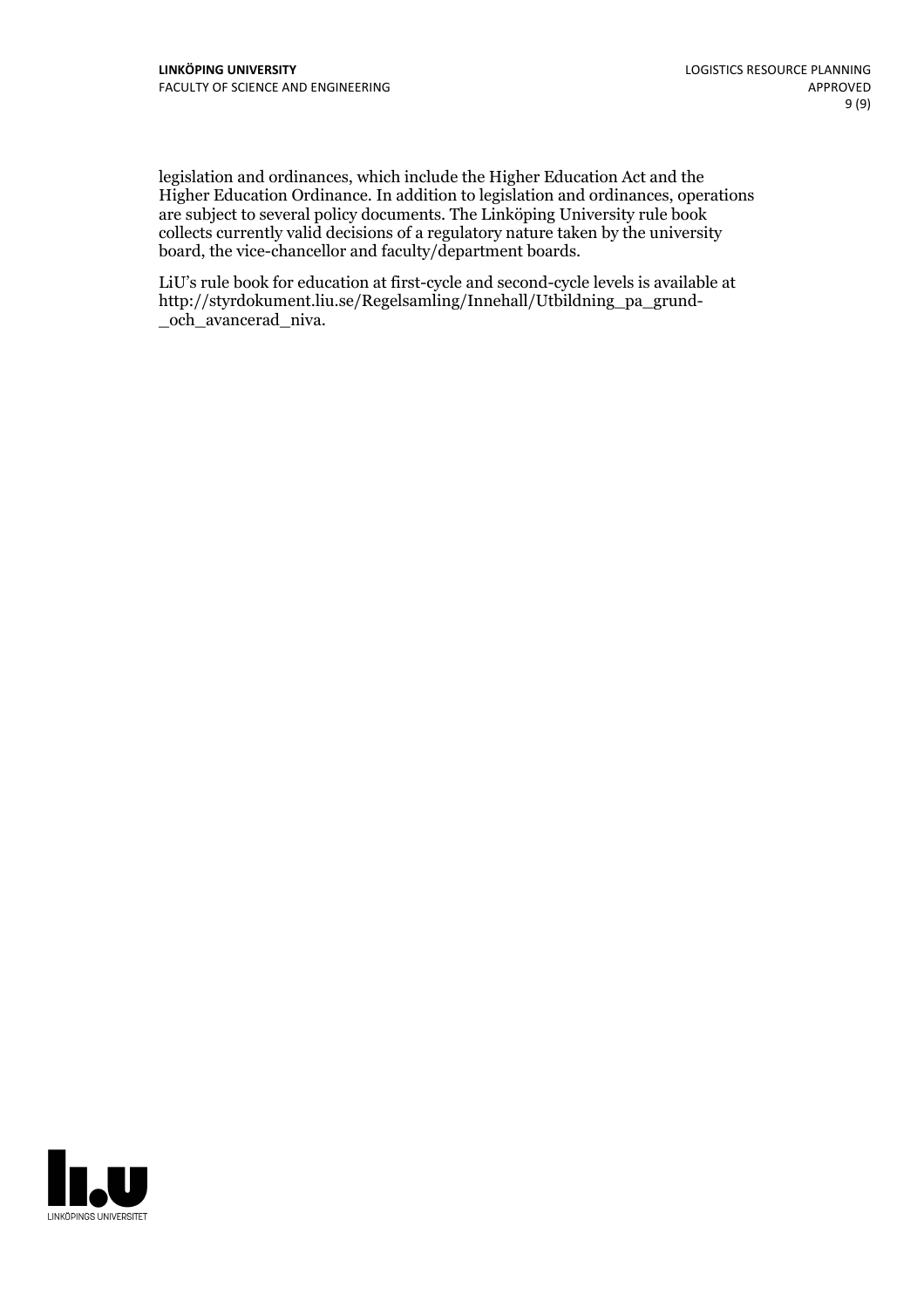legislation and ordinances, which include the Higher Education Act and the Higher Education Ordinance. In addition to legislation and ordinances, operations are subject to several policy documents. The Linköping University rule book collects currently valid decisions of a regulatory nature taken by the university board, the vice-chancellor and faculty/department boards.

LiU's rule book for education at first-cycle and second-cycle levels is available at http://styrdokument.liu.se/Regelsamling/Innehall/Utbildning_pa_grund-_och_avancerad_niva.